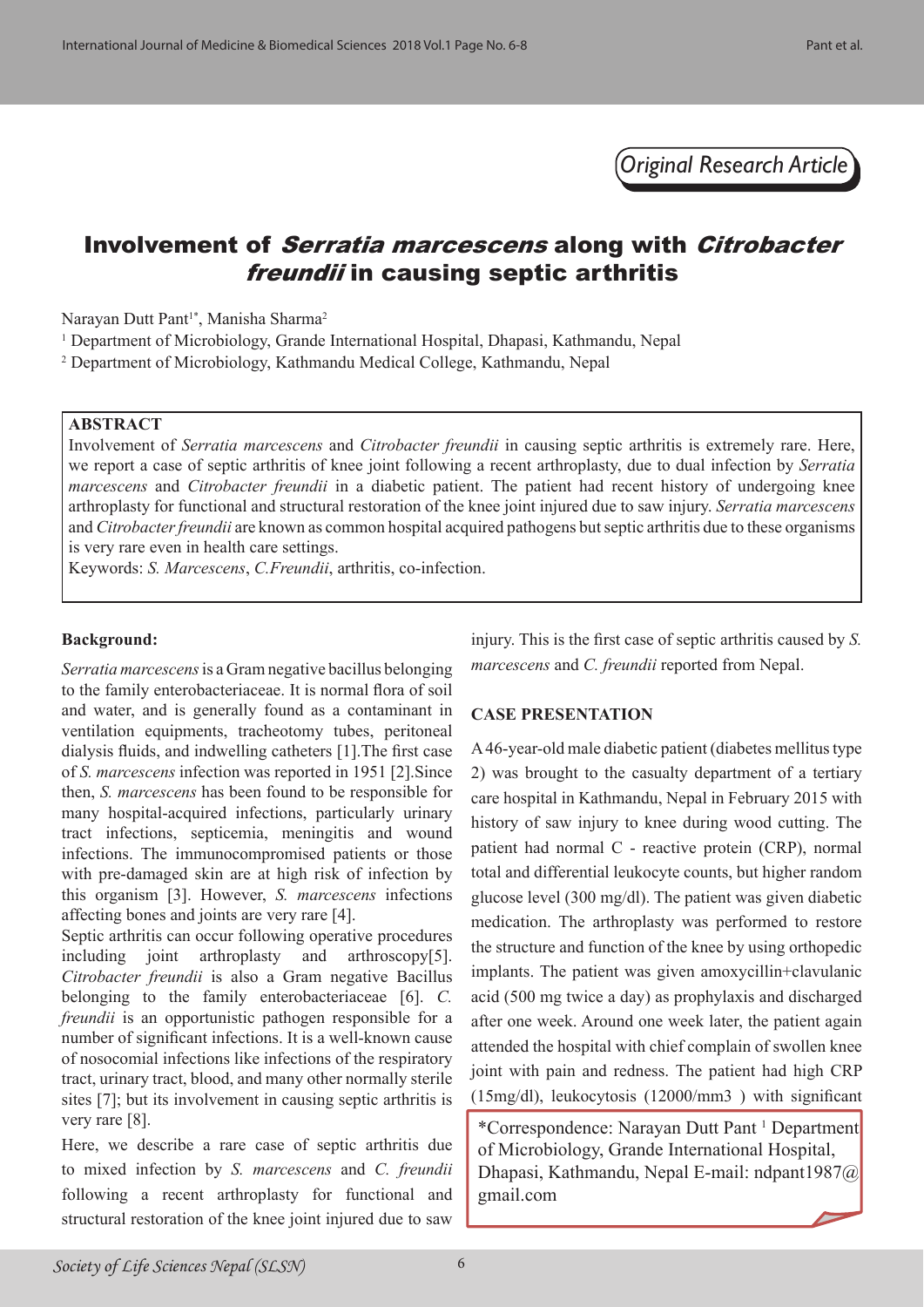*Original Research Article*

# Involvement of *Serratia marcescens* along with *Citrobacter freundii* in causing septic arthritis

Narayan Dutt Pant[1*], Manisha Sharma[2]

[1] Department of Microbiology, Grande International Hospital, Dhapasi, Kathmandu, Nepal

[2] Department of Microbiology, Kathmandu Medical College, Kathmandu, Nepal

**ABSTRACT**

Involvement of *Serratia marcescens* and *Citrobacter freundii* in causing septic arthritis is extremely rare. Here, we report a case of septic arthritis of knee joint following a recent arthroplasty, due to dual infection by *Serratia marcescens* and *Citrobacter freundii* in a diabetic patient. The patient had recent history of undergoing knee arthroplasty for functional and structural restoration of the knee joint injured due to saw injury. *Serratia marcescens* and *Citrobacter freundii* are known as common hospital acquired pathogens but septic arthritis due to these organisms is very rare even in health care settings.

Keywords: *S. Marcescens*, *C.Freundii*, arthritis, co-infection.

**Background:**

*Serratia marcescens* is a Gram negative bacillus belonging to the family enterobacteriaceae. It is normal flora of soil and water, and is generally found as a contaminant in ventilation equipments, tracheotomy tubes, peritoneal dialysis fluids, and indwelling catheters [1].The first case of *S. marcescens* infection was reported in 1951 [2].Since then, *S. marcescens* has been found to be responsible for many hospital-acquired infections, particularly urinary tract infections, septicemia, meningitis and wound infections. The immunocompromised patients or those with pre-damaged skin are at high risk of infection by this organism [3]. However, *S. marcescens* infections affecting bones and joints are very rare [4].

Septic arthritis can occur following operative procedures including joint arthroplasty and arthroscopy[5]. *Citrobacter freundii* is also a Gram negative Bacillus belonging to the family enterobacteriaceae [6]. *C. freundii* is an opportunistic pathogen responsible for a number of significant infections. It is a well-known cause of nosocomial infections like infections of the respiratory tract, urinary tract, blood, and many other normally sterile sites [7]; but its involvement in causing septic arthritis is very rare [8].

Here, we describe a rare case of septic arthritis due to mixed infection by *S. marcescens* and *C. freundii* following a recent arthroplasty for functional and structural restoration of the knee joint injured due to saw injury. This is the first case of septic arthritis caused by *S. marcescens* and *C. freundii* reported from Nepal.

**CASE PRESENTATION**

A 46-year-old male diabetic patient (diabetes mellitus type 2) was brought to the casualty department of a tertiary care hospital in Kathmandu, Nepal in February 2015 with history of saw injury to knee during wood cutting. The patient had normal C - reactive protein (CRP), normal total and differential leukocyte counts, but higher random glucose level (300 mg/dl). The patient was given diabetic medication. The arthroplasty was performed to restore the structure and function of the knee by using orthopedic implants. The patient was given amoxycillin+clavulanic acid (500 mg twice a day) as prophylaxis and discharged after one week. Around one week later, the patient again attended the hospital with chief complain of swollen knee joint with pain and redness. The patient had high CRP (15mg/dl), leukocytosis (12000/mm3 ) with significant

*Correspondence: Narayan Dutt Pant [1] Department of Microbiology, Grande International Hospital, Dhapasi, Kathmandu, Nepal E-mail: ndpant1987@gmail.com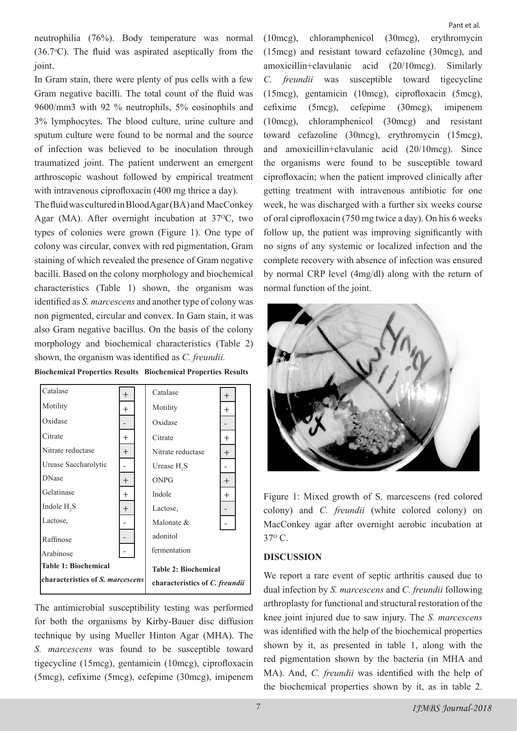neutrophilia (76%). Body temperature was normal (36.7°C). The fluid was aspirated aseptically from the joint.

In Gram stain, there were plenty of pus cells with a few Gram negative bacilli. The total count of the fluid was 9600/mm3 with 92 % neutrophils, 5% eosinophils and 3% lymphocytes. The blood culture, urine culture and sputum culture were found to be normal and the source of infection was believed to be inoculation through traumatized joint. The patient underwent an emergent arthroscopic washout followed by empirical treatment with intravenous ciprofloxacin (400 mg thrice a day).

The fluid was cultured in Blood Agar (BA) and MacConkey Agar (MA). After overnight incubation at 37°C, two types of colonies were grown (Figure 1). One type of colony was circular, convex with red pigmentation, Gram staining of which revealed the presence of Gram negative bacilli. Based on the colony morphology and biochemical characteristics (Table 1) shown, the organism was identified as *S. marcescens* and another type of colony was non pigmented, circular and convex. In Gam stain, it was also Gram negative bacillus. On the basis of the colony morphology and biochemical characteristics (Table 2) shown, the organism was identified as *C. freundii.*

**Table 1: Biochemical characteristics of *S. marcescens***

| Biochemical Properties | Results |
|---|---|
| Catalase | + |
| Motility | + |
| Oxidase | - |
| Citrate | + |
| Nitrate reductase | + |
| Urease Saccharolytic | - |
| DNase | + |
| Gelatinase | + |
| Indole $H_2S$ | + |
| Lactose, | - |
| Raffinose | - |
| Arabinose | - |

**Table 2: Biochemical characteristics of *C. freundii***

| Biochemical Properties | Results |
|---|---|
| Catalase | + |
| Motility | + |
| Oxidase | - |
| Citrate | + |
| Nitrate reductase | + |
| Urease $H_2S$ | - |
| ONPG | + |
| Indole | + |
| Lactose, | - |
| Malonate & adonitol fermentation | - |

The antimicrobial susceptibility testing was performed for both the organisms by Kirby-Bauer disc diffusion technique by using Mueller Hinton Agar (MHA). The *S. marcescens* was found to be susceptible toward tigecycline (15mcg), gentamicin (10mcg), ciprofloxacin (5mcg), cefixime (5mcg), cefepime (30mcg), imipenem (10mcg), chloramphenicol (30mcg), erythromycin (15mcg) and resistant toward cefazoline (30mcg), and amoxicillin+clavulanic acid (20/10mcg). Similarly *C. freundii* was susceptible toward tigecycline (15mcg), gentamicin (10mcg), ciprofloxacin (5mcg), cefixime (5mcg), cefepime (30mcg), imipenem (10mcg), chloramphenicol (30mcg) and resistant toward cefazoline (30mcg), erythromycin (15mcg), and amoxicillin+clavulanic acid (20/10mcg). Since the organisms were found to be susceptible toward ciprofloxacin; when the patient improved clinically after getting treatment with intravenous antibiotic for one week, he was discharged with a further six weeks course of oral ciprofloxacin (750 mg twice a day). On his 6 weeks follow up, the patient was improving significantly with no signs of any systemic or localized infection and the complete recovery with absence of infection was ensured by normal CRP level (4mg/dl) along with the return of normal function of the joint.

Figure 1: Mixed growth of S. marcescens (red colored colony) and *C. freundii* (white colored colony) on MacConkey agar after overnight aerobic incubation at 37° C.

## DISCUSSION

We report a rare event of septic arthritis caused due to dual infection by *S. marcescens* and *C. freundii* following arthroplasty for functional and structural restoration of the knee joint injured due to saw injury. The *S. marcescens* was identified with the help of the biochemical properties shown by it, as presented in table 1, along with the red pigmentation shown by the bacteria (in MHA and MA). And, *C. freundii* was identified with the help of the biochemical properties shown by it, as in table 2.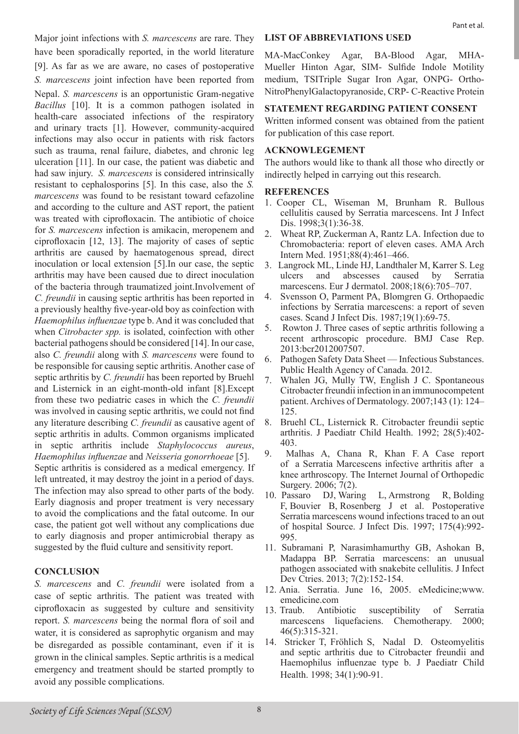Major joint infections with *S. marcescens* are rare. They have been sporadically reported, in the world literature [9]. As far as we are aware, no cases of postoperative *S. marcescens* joint infection have been reported from Nepal. *S. marcescens* is an opportunistic Gram-negative *Bacillus* [10]. It is a common pathogen isolated in health-care associated infections of the respiratory and urinary tracts [1]. However, community-acquired infections may also occur in patients with risk factors such as trauma, renal failure, diabetes, and chronic leg ulceration [11]. In our case, the patient was diabetic and had saw injury. *S. marcescens* is considered intrinsically resistant to cephalosporins [5]. In this case, also the *S. marcescens* was found to be resistant toward cefazoline and according to the culture and AST report, the patient was treated with ciprofloxacin. The antibiotic of choice for *S. marcescens* infection is amikacin, meropenem and ciprofloxacin [12, 13]. The majority of cases of septic arthritis are caused by haematogenous spread, direct inoculation or local extension [5].In our case, the septic arthritis may have been caused due to direct inoculation of the bacteria through traumatized joint.Involvement of *C. freundii* in causing septic arthritis has been reported in a previously healthy five-year-old boy as coinfection with *Haemophilus influenzae* type b. And it was concluded that when *Citrobacter spp.* is isolated, coinfection with other bacterial pathogens should be considered [14]. In our case, also *C. freundii* along with *S. marcescens* were found to be responsible for causing septic arthritis. Another case of septic arthritis by *C. freundii* has been reported by Bruehl and Listernick in an eight-month-old infant [8].Except from these two pediatric cases in which the *C. freundii* was involved in causing septic arthritis, we could not find any literature describing *C. freundii* as causative agent of septic arthritis in adults. Common organisms implicated in septic arthritis include *Staphylococcus aureus*, *Haemophilus influenzae* and *Neisseria gonorrhoeae* [5]. Septic arthritis is considered as a medical emergency. If left untreated, it may destroy the joint in a period of days. The infection may also spread to other parts of the body. Early diagnosis and proper treatment is very necessary to avoid the complications and the fatal outcome. In our case, the patient got well without any complications due to early diagnosis and proper antimicrobial therapy as suggested by the fluid culture and sensitivity report.

## CONCLUSION

*S. marcescens* and *C. freundii* were isolated from a case of septic arthritis. The patient was treated with ciprofloxacin as suggested by culture and sensitivity report. *S. marcescens* being the normal flora of soil and water, it is considered as saprophytic organism and may be disregarded as possible contaminant, even if it is grown in the clinical samples. Septic arthritis is a medical emergency and treatment should be started promptly to avoid any possible complications.

## LIST OF ABBREVIATIONS USED

MA-MacConkey Agar, BA-Blood Agar, MHA-Mueller Hinton Agar, SIM- Sulfide Indole Motility medium, TSITriple Sugar Iron Agar, ONPG- Ortho-NitroPhenylGalactopyranoside, CRP- C-Reactive Protein

## STATEMENT REGARDING PATIENT CONSENT

Written informed consent was obtained from the patient for publication of this case report.

## ACKNOWLEGEMENT

The authors would like to thank all those who directly or indirectly helped in carrying out this research.

## REFERENCES

1. Cooper CL, Wiseman M, Brunham R. Bullous cellulitis caused by Serratia marcescens. Int J Infect Dis. 1998;3(1):36-38.
2. Wheat RP, Zuckerman A, Rantz LA. Infection due to Chromobacteria: report of eleven cases. AMA Arch Intern Med. 1951;88(4):461–466.
3. Langrock ML, Linde HJ, Landthaler M, Karrer S. Leg ulcers and abscesses caused by Serratia marcescens. Eur J dermatol. 2008;18(6):705–707.
4. Svensson O, Parment PA, Blomgren G. Orthopaedic infections by Serratia marcescens: a report of seven cases. Scand J Infect Dis. 1987;19(1):69-75.
5. Rowton J. Three cases of septic arthritis following a recent arthroscopic procedure. BMJ Case Rep. 2013:bcr2012007507.
6. Pathogen Safety Data Sheet — Infectious Substances. Public Health Agency of Canada. 2012.
7. Whalen JG, Mully TW, English J C. Spontaneous Citrobacter freundii infection in an immunocompetent patient. Archives of Dermatology. 2007;143 (1): 124–125.
8. Bruehl CL, Listernick R. Citrobacter freundii septic arthritis. J Paediatr Child Health. 1992; 28(5):402-403.
9. Malhas A, Chana R, Khan F. A Case report of a Serratia Marcescens infective arthritis after a knee arthroscopy. The Internet Journal of Orthopedic Surgery. 2006; 7(2).
10. Passaro DJ, Waring L, Armstrong R, Bolding F, Bouvier B, Rosenberg J et al. Postoperative Serratia marcescens wound infections traced to an out of hospital Source. J Infect Dis. 1997; 175(4):992-995.
11. Subramani P, Narasimhamurthy GB, Ashokan B, Madappa BP. Serratia marcescens: an unusual pathogen associated with snakebite cellulitis. J Infect Dev Ctries. 2013; 7(2):152-154.
12. Ania. Serratia. June 16, 2005. eMedicine;www.emedicine.com
13. Traub. Antibiotic susceptibility of Serratia marcescens liquefaciens. Chemotherapy. 2000; 46(5):315-321.
14. Stricker T, Fröhlich S, Nadal D. Osteomyelitis and septic arthritis due to Citrobacter freundii and Haemophilus influenzae type b. J Paediatr Child Health. 1998; 34(1):90-91.